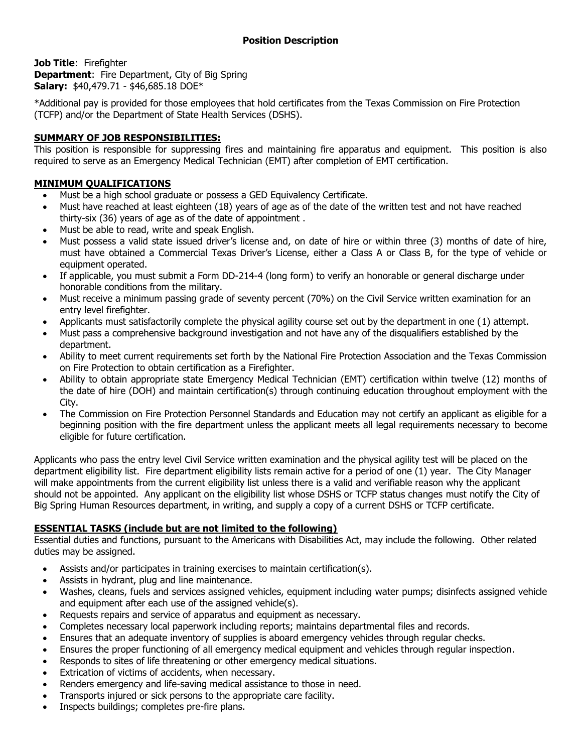# Position Description

**Job Title**: Firefighter
**Department**: Fire Department, City of Big Spring
**Salary:** $40,479.71 - $46,685.18 DOE*

*Additional pay is provided for those employees that hold certificates from the Texas Commission on Fire Protection (TCFP) and/or the Department of State Health Services (DSHS).

## SUMMARY OF JOB RESPONSIBILITIES:

This position is responsible for suppressing fires and maintaining fire apparatus and equipment. This position is also required to serve as an Emergency Medical Technician (EMT) after completion of EMT certification.

## MINIMUM QUALIFICATIONS

- Must be a high school graduate or possess a GED Equivalency Certificate.
- Must have reached at least eighteen (18) years of age as of the date of the written test and not have reached thirty-six (36) years of age as of the date of appointment .
- Must be able to read, write and speak English.
- Must possess a valid state issued driver's license and, on date of hire or within three (3) months of date of hire, must have obtained a Commercial Texas Driver's License, either a Class A or Class B, for the type of vehicle or equipment operated.
- If applicable, you must submit a Form DD-214-4 (long form) to verify an honorable or general discharge under honorable conditions from the military.
- Must receive a minimum passing grade of seventy percent (70%) on the Civil Service written examination for an entry level firefighter.
- Applicants must satisfactorily complete the physical agility course set out by the department in one (1) attempt.
- Must pass a comprehensive background investigation and not have any of the disqualifiers established by the department.
- Ability to meet current requirements set forth by the National Fire Protection Association and the Texas Commission on Fire Protection to obtain certification as a Firefighter.
- Ability to obtain appropriate state Emergency Medical Technician (EMT) certification within twelve (12) months of the date of hire (DOH) and maintain certification(s) through continuing education throughout employment with the City.
- The Commission on Fire Protection Personnel Standards and Education may not certify an applicant as eligible for a beginning position with the fire department unless the applicant meets all legal requirements necessary to become eligible for future certification.

Applicants who pass the entry level Civil Service written examination and the physical agility test will be placed on the department eligibility list. Fire department eligibility lists remain active for a period of one (1) year. The City Manager will make appointments from the current eligibility list unless there is a valid and verifiable reason why the applicant should not be appointed. Any applicant on the eligibility list whose DSHS or TCFP status changes must notify the City of Big Spring Human Resources department, in writing, and supply a copy of a current DSHS or TCFP certificate.

## ESSENTIAL TASKS (include but are not limited to the following)

Essential duties and functions, pursuant to the Americans with Disabilities Act, may include the following. Other related duties may be assigned.

- Assists and/or participates in training exercises to maintain certification(s).
- Assists in hydrant, plug and line maintenance.
- Washes, cleans, fuels and services assigned vehicles, equipment including water pumps; disinfects assigned vehicle and equipment after each use of the assigned vehicle(s).
- Requests repairs and service of apparatus and equipment as necessary.
- Completes necessary local paperwork including reports; maintains departmental files and records.
- Ensures that an adequate inventory of supplies is aboard emergency vehicles through regular checks.
- Ensures the proper functioning of all emergency medical equipment and vehicles through regular inspection.
- Responds to sites of life threatening or other emergency medical situations.
- Extrication of victims of accidents, when necessary.
- Renders emergency and life-saving medical assistance to those in need.
- Transports injured or sick persons to the appropriate care facility.
- Inspects buildings; completes pre-fire plans.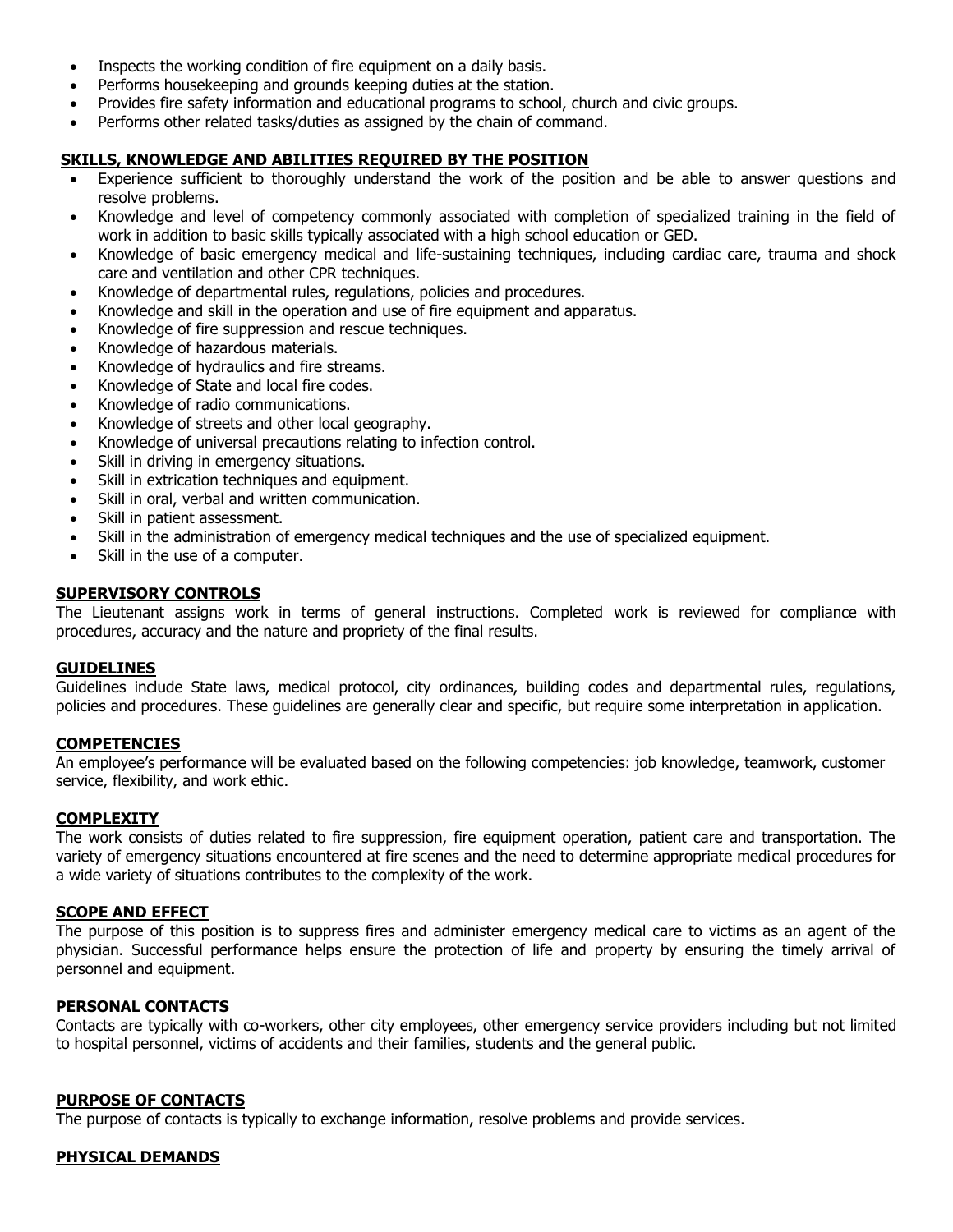- Inspects the working condition of fire equipment on a daily basis.
- Performs housekeeping and grounds keeping duties at the station.
- Provides fire safety information and educational programs to school, church and civic groups.
- Performs other related tasks/duties as assigned by the chain of command.

## SKILLS, KNOWLEDGE AND ABILITIES REQUIRED BY THE POSITION

- Experience sufficient to thoroughly understand the work of the position and be able to answer questions and resolve problems.
- Knowledge and level of competency commonly associated with completion of specialized training in the field of work in addition to basic skills typically associated with a high school education or GED.
- Knowledge of basic emergency medical and life-sustaining techniques, including cardiac care, trauma and shock care and ventilation and other CPR techniques.
- Knowledge of departmental rules, regulations, policies and procedures.
- Knowledge and skill in the operation and use of fire equipment and apparatus.
- Knowledge of fire suppression and rescue techniques.
- Knowledge of hazardous materials.
- Knowledge of hydraulics and fire streams.
- Knowledge of State and local fire codes.
- Knowledge of radio communications.
- Knowledge of streets and other local geography.
- Knowledge of universal precautions relating to infection control.
- Skill in driving in emergency situations.
- Skill in extrication techniques and equipment.
- Skill in oral, verbal and written communication.
- Skill in patient assessment.
- Skill in the administration of emergency medical techniques and the use of specialized equipment.
- Skill in the use of a computer.

## SUPERVISORY CONTROLS

The Lieutenant assigns work in terms of general instructions. Completed work is reviewed for compliance with procedures, accuracy and the nature and propriety of the final results.

## GUIDELINES

Guidelines include State laws, medical protocol, city ordinances, building codes and departmental rules, regulations, policies and procedures. These guidelines are generally clear and specific, but require some interpretation in application.

## COMPETENCIES

An employee's performance will be evaluated based on the following competencies: job knowledge, teamwork, customer service, flexibility, and work ethic.

## COMPLEXITY

The work consists of duties related to fire suppression, fire equipment operation, patient care and transportation. The variety of emergency situations encountered at fire scenes and the need to determine appropriate medical procedures for a wide variety of situations contributes to the complexity of the work.

## SCOPE AND EFFECT

The purpose of this position is to suppress fires and administer emergency medical care to victims as an agent of the physician. Successful performance helps ensure the protection of life and property by ensuring the timely arrival of personnel and equipment.

## PERSONAL CONTACTS

Contacts are typically with co-workers, other city employees, other emergency service providers including but not limited to hospital personnel, victims of accidents and their families, students and the general public.

## PURPOSE OF CONTACTS

The purpose of contacts is typically to exchange information, resolve problems and provide services.

## PHYSICAL DEMANDS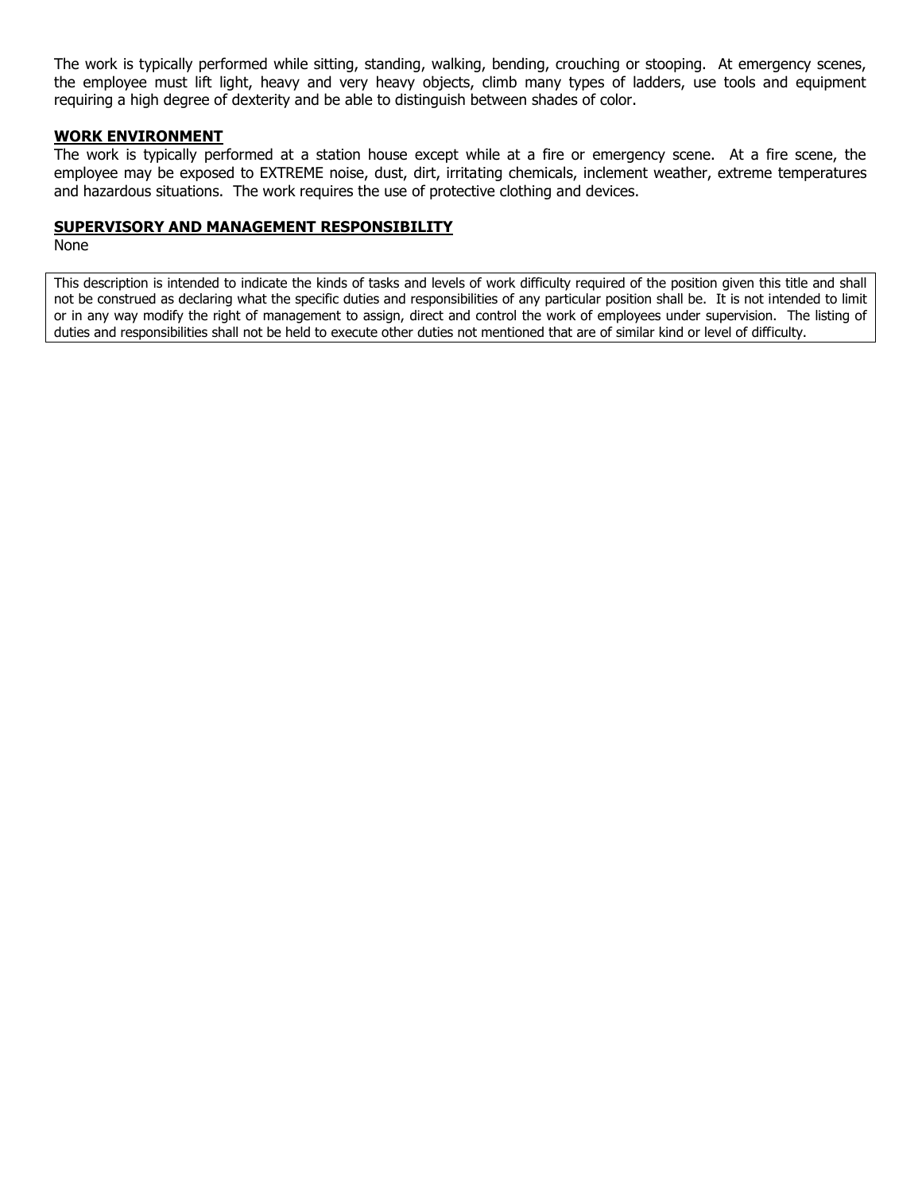The work is typically performed while sitting, standing, walking, bending, crouching or stooping. At emergency scenes, the employee must lift light, heavy and very heavy objects, climb many types of ladders, use tools and equipment requiring a high degree of dexterity and be able to distinguish between shades of color.

## WORK ENVIRONMENT

The work is typically performed at a station house except while at a fire or emergency scene. At a fire scene, the employee may be exposed to EXTREME noise, dust, dirt, irritating chemicals, inclement weather, extreme temperatures and hazardous situations. The work requires the use of protective clothing and devices.

## SUPERVISORY AND MANAGEMENT RESPONSIBILITY

None

This description is intended to indicate the kinds of tasks and levels of work difficulty required of the position given this title and shall not be construed as declaring what the specific duties and responsibilities of any particular position shall be. It is not intended to limit or in any way modify the right of management to assign, direct and control the work of employees under supervision. The listing of duties and responsibilities shall not be held to execute other duties not mentioned that are of similar kind or level of difficulty.